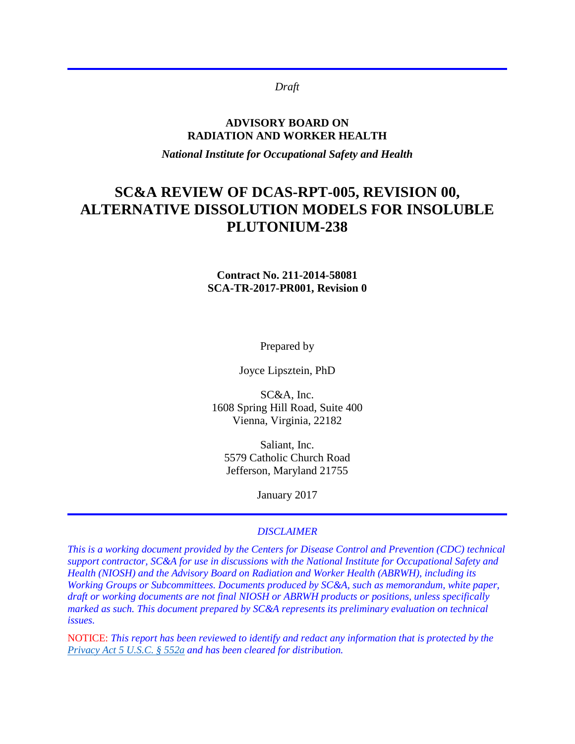*Draft*

**ADVISORY BOARD ON RADIATION AND WORKER HEALTH**

***National Institute for Occupational Safety and Health***

# SC&A REVIEW OF DCAS-RPT-005, REVISION 00, ALTERNATIVE DISSOLUTION MODELS FOR INSOLUBLE PLUTONIUM-238

**Contract No. 211-2014-58081**
**SCA-TR-2017-PR001, Revision 0**

Prepared by

Joyce Lipsztein, PhD

SC&A, Inc.
1608 Spring Hill Road, Suite 400
Vienna, Virginia, 22182

Saliant, Inc.
5579 Catholic Church Road
Jefferson, Maryland 21755

January 2017

*DISCLAIMER*

*This is a working document provided by the Centers for Disease Control and Prevention (CDC) technical support contractor, SC&A for use in discussions with the National Institute for Occupational Safety and Health (NIOSH) and the Advisory Board on Radiation and Worker Health (ABRWH), including its Working Groups or Subcommittees. Documents produced by SC&A, such as memorandum, white paper, draft or working documents are not final NIOSH or ABRWH products or positions, unless specifically marked as such. This document prepared by SC&A represents its preliminary evaluation on technical issues.*

NOTICE: *This report has been reviewed to identify and redact any information that is protected by the Privacy Act 5 U.S.C. § 552a and has been cleared for distribution.*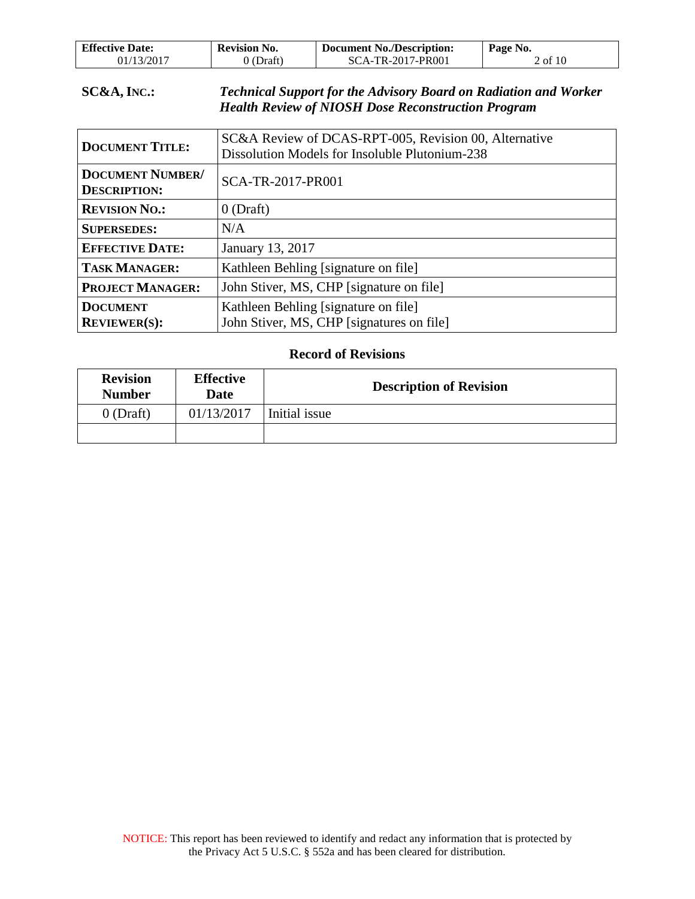**SC&A, INC.:** ***Technical Support for the Advisory Board on Radiation and Worker Health Review of NIOSH Dose Reconstruction Program***

| | |
|---|---|
| **DOCUMENT TITLE:** | SC&A Review of DCAS-RPT-005, Revision 00, Alternative Dissolution Models for Insoluble Plutonium-238 |
| **DOCUMENT NUMBER/ DESCRIPTION:** | SCA-TR-2017-PR001 |
| **REVISION NO.:** | 0 (Draft) |
| **SUPERSEDES:** | N/A |
| **EFFECTIVE DATE:** | January 13, 2017 |
| **TASK MANAGER:** | Kathleen Behling [signature on file] |
| **PROJECT MANAGER:** | John Stiver, MS, CHP [signature on file] |
| **DOCUMENT REVIEWER(S):** | Kathleen Behling [signature on file]<br>John Stiver, MS, CHP [signatures on file] |

**Record of Revisions**

| Revision Number | Effective Date | Description of Revision |
|---|---|---|
| 0 (Draft) | 01/13/2017 | Initial issue |
| | | |

NOTICE: This report has been reviewed to identify and redact any information that is protected by the Privacy Act 5 U.S.C. § 552a and has been cleared for distribution.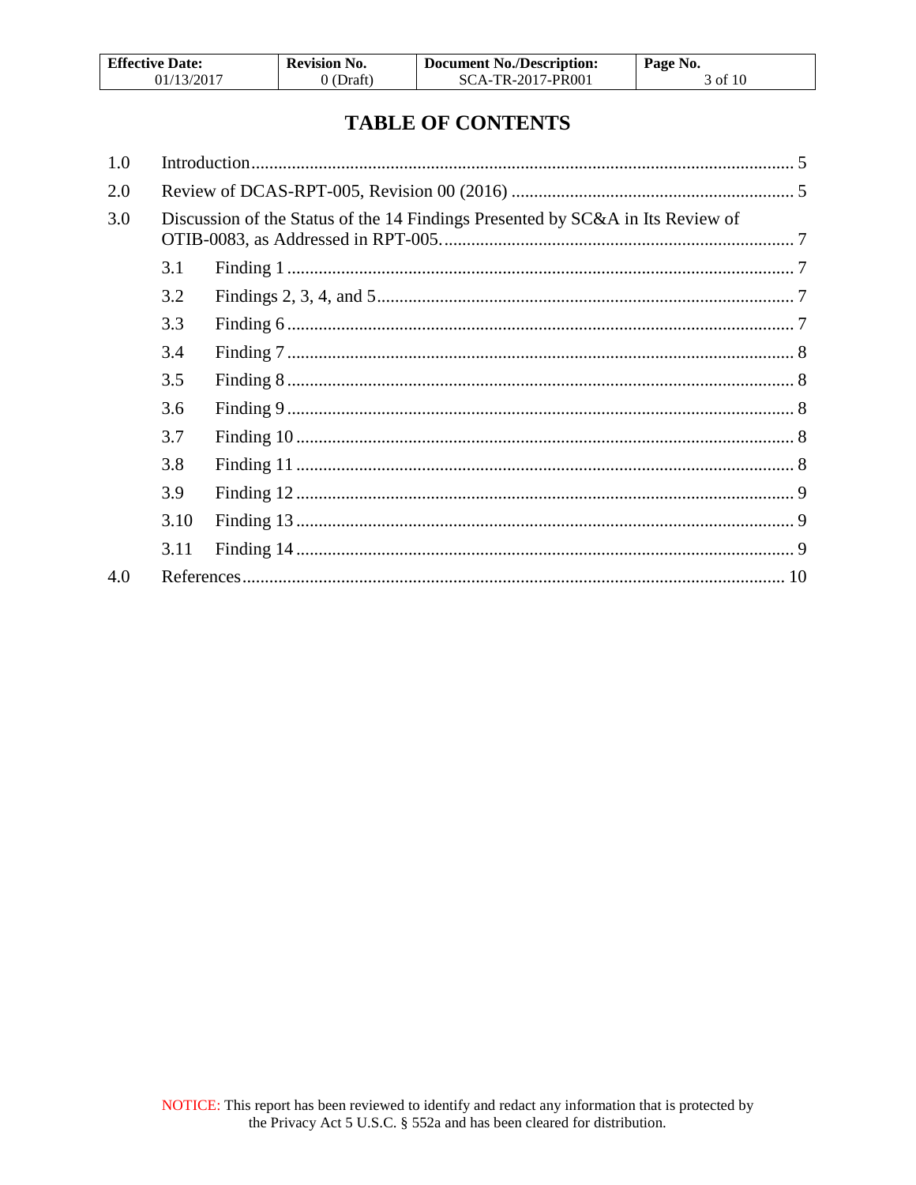# TABLE OF CONTENTS

1.0 Introduction ........................................................................................................................ 5

2.0 Review of DCAS-RPT-005, Revision 00 (2016) ............................................................... 5

3.0 Discussion of the Status of the 14 Findings Presented by SC&A in Its Review of OTIB-0083, as Addressed in RPT-005. ............................................................................. 7

- 3.1 Finding 1 ................................................................................................................ 7
- 3.2 Findings 2, 3, 4, and 5 ............................................................................................ 7
- 3.3 Finding 6 ................................................................................................................ 7
- 3.4 Finding 7 ................................................................................................................ 8
- 3.5 Finding 8 ................................................................................................................ 8
- 3.6 Finding 9 ................................................................................................................ 8
- 3.7 Finding 10 .............................................................................................................. 8
- 3.8 Finding 11 .............................................................................................................. 8
- 3.9 Finding 12 .............................................................................................................. 9
- 3.10 Finding 13 .............................................................................................................. 9
- 3.11 Finding 14 .............................................................................................................. 9

4.0 References ......................................................................................................................... 10

NOTICE: This report has been reviewed to identify and redact any information that is protected by the Privacy Act 5 U.S.C. § 552a and has been cleared for distribution.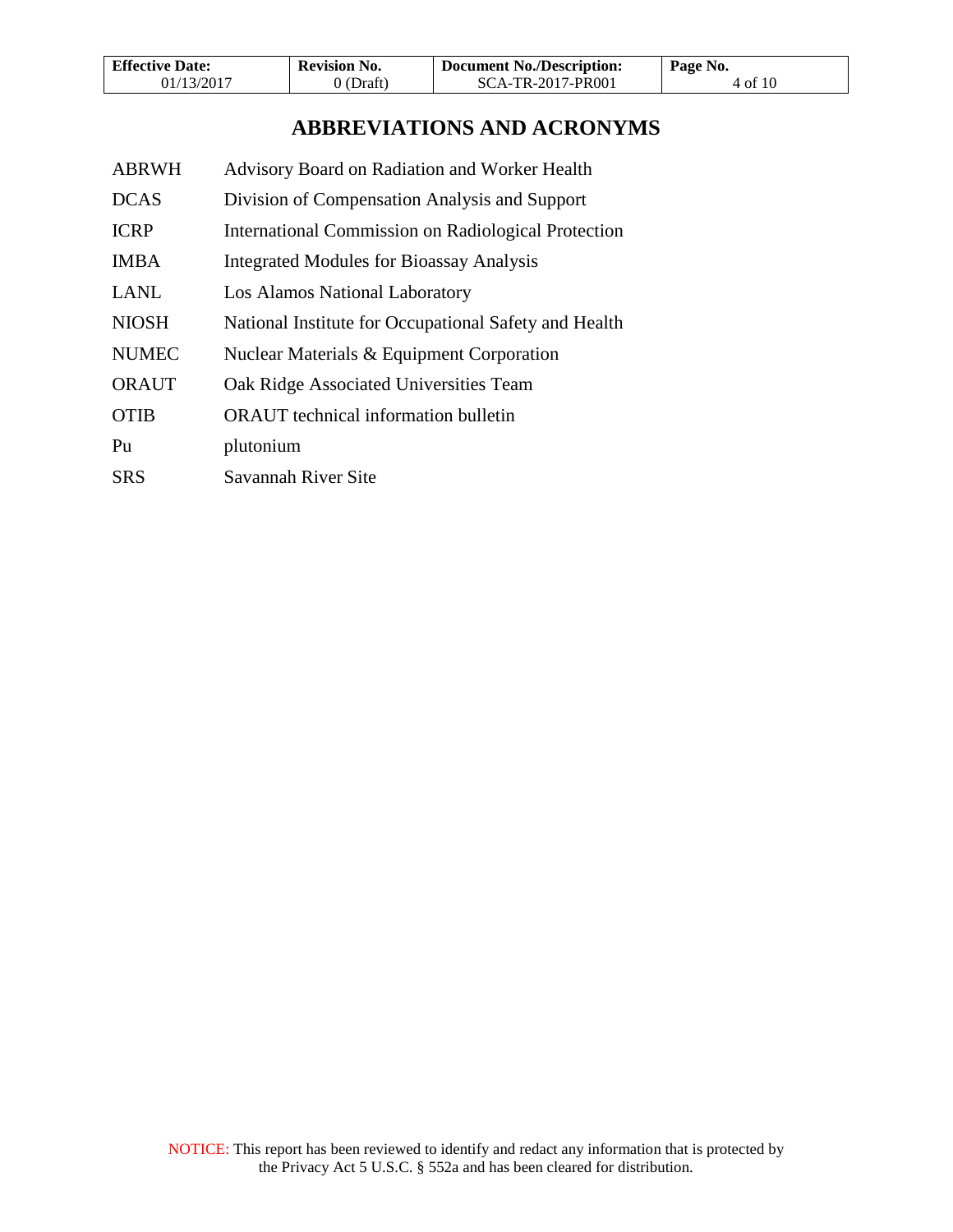# ABBREVIATIONS AND ACRONYMS

| | |
|---|---|
| ABRWH | Advisory Board on Radiation and Worker Health |
| DCAS | Division of Compensation Analysis and Support |
| ICRP | International Commission on Radiological Protection |
| IMBA | Integrated Modules for Bioassay Analysis |
| LANL | Los Alamos National Laboratory |
| NIOSH | National Institute for Occupational Safety and Health |
| NUMEC | Nuclear Materials & Equipment Corporation |
| ORAUT | Oak Ridge Associated Universities Team |
| OTIB | ORAUT technical information bulletin |
| Pu | plutonium |
| SRS | Savannah River Site |

NOTICE: This report has been reviewed to identify and redact any information that is protected by the Privacy Act 5 U.S.C. § 552a and has been cleared for distribution.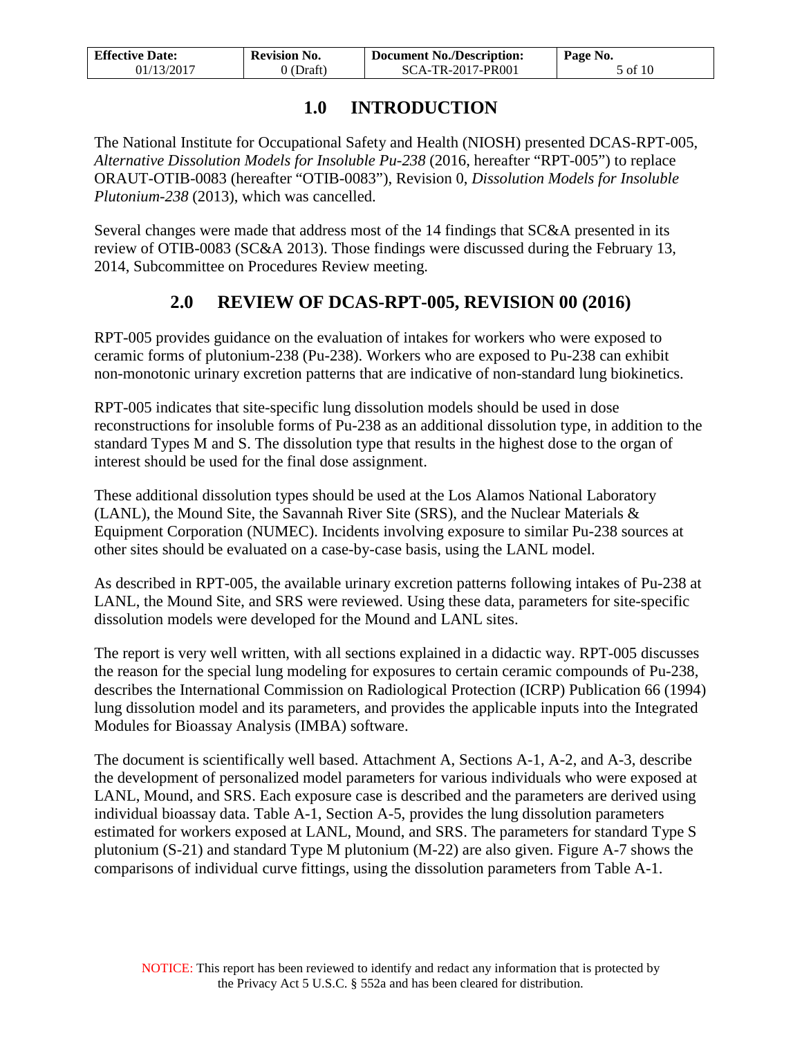# 1.0 INTRODUCTION

The National Institute for Occupational Safety and Health (NIOSH) presented DCAS-RPT-005, *Alternative Dissolution Models for Insoluble Pu-238* (2016, hereafter "RPT-005") to replace ORAUT-OTIB-0083 (hereafter "OTIB-0083"), Revision 0, *Dissolution Models for Insoluble Plutonium-238* (2013), which was cancelled.

Several changes were made that address most of the 14 findings that SC&A presented in its review of OTIB-0083 (SC&A 2013). Those findings were discussed during the February 13, 2014, Subcommittee on Procedures Review meeting.

# 2.0 REVIEW OF DCAS-RPT-005, REVISION 00 (2016)

RPT-005 provides guidance on the evaluation of intakes for workers who were exposed to ceramic forms of plutonium-238 (Pu-238). Workers who are exposed to Pu-238 can exhibit non-monotonic urinary excretion patterns that are indicative of non-standard lung biokinetics.

RPT-005 indicates that site-specific lung dissolution models should be used in dose reconstructions for insoluble forms of Pu-238 as an additional dissolution type, in addition to the standard Types M and S. The dissolution type that results in the highest dose to the organ of interest should be used for the final dose assignment.

These additional dissolution types should be used at the Los Alamos National Laboratory (LANL), the Mound Site, the Savannah River Site (SRS), and the Nuclear Materials & Equipment Corporation (NUMEC). Incidents involving exposure to similar Pu-238 sources at other sites should be evaluated on a case-by-case basis, using the LANL model.

As described in RPT-005, the available urinary excretion patterns following intakes of Pu-238 at LANL, the Mound Site, and SRS were reviewed. Using these data, parameters for site-specific dissolution models were developed for the Mound and LANL sites.

The report is very well written, with all sections explained in a didactic way. RPT-005 discusses the reason for the special lung modeling for exposures to certain ceramic compounds of Pu-238, describes the International Commission on Radiological Protection (ICRP) Publication 66 (1994) lung dissolution model and its parameters, and provides the applicable inputs into the Integrated Modules for Bioassay Analysis (IMBA) software.

The document is scientifically well based. Attachment A, Sections A-1, A-2, and A-3, describe the development of personalized model parameters for various individuals who were exposed at LANL, Mound, and SRS. Each exposure case is described and the parameters are derived using individual bioassay data. Table A-1, Section A-5, provides the lung dissolution parameters estimated for workers exposed at LANL, Mound, and SRS. The parameters for standard Type S plutonium (S-21) and standard Type M plutonium (M-22) are also given. Figure A-7 shows the comparisons of individual curve fittings, using the dissolution parameters from Table A-1.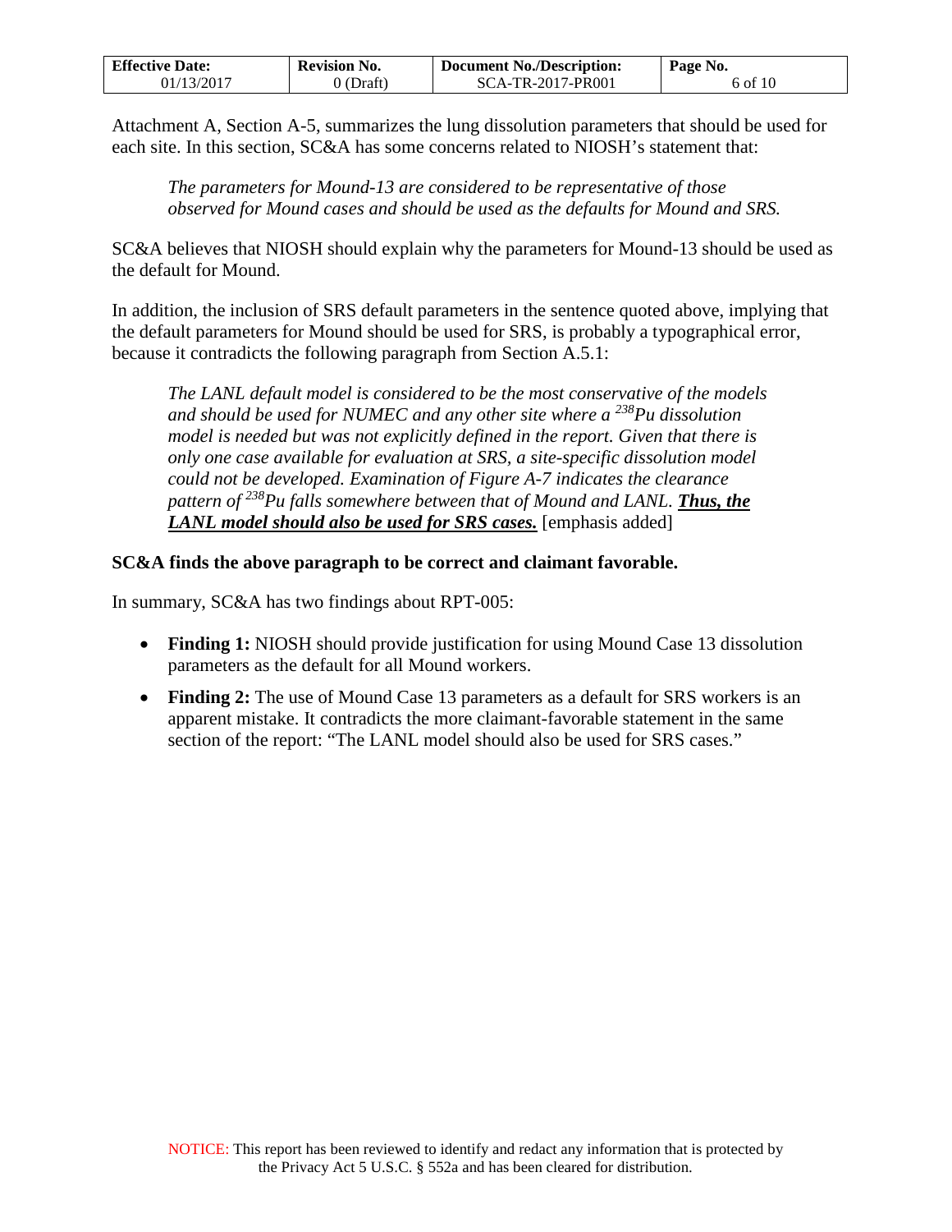Attachment A, Section A-5, summarizes the lung dissolution parameters that should be used for each site. In this section, SC&A has some concerns related to NIOSH's statement that:

> *The parameters for Mound-13 are considered to be representative of those observed for Mound cases and should be used as the defaults for Mound and SRS.*

SC&A believes that NIOSH should explain why the parameters for Mound-13 should be used as the default for Mound.

In addition, the inclusion of SRS default parameters in the sentence quoted above, implying that the default parameters for Mound should be used for SRS, is probably a typographical error, because it contradicts the following paragraph from Section A.5.1:

> *The LANL default model is considered to be the most conservative of the models and should be used for NUMEC and any other site where a $^{238}$Pu dissolution model is needed but was not explicitly defined in the report. Given that there is only one case available for evaluation at SRS, a site-specific dissolution model could not be developed. Examination of Figure A-7 indicates the clearance pattern of $^{238}$Pu falls somewhere between that of Mound and LANL.* ***Thus, the LANL model should also be used for SRS cases.*** [emphasis added]

**SC&A finds the above paragraph to be correct and claimant favorable.**

In summary, SC&A has two findings about RPT-005:

- **Finding 1:** NIOSH should provide justification for using Mound Case 13 dissolution parameters as the default for all Mound workers.
- **Finding 2:** The use of Mound Case 13 parameters as a default for SRS workers is an apparent mistake. It contradicts the more claimant-favorable statement in the same section of the report: "The LANL model should also be used for SRS cases."

NOTICE: This report has been reviewed to identify and redact any information that is protected by the Privacy Act 5 U.S.C. § 552a and has been cleared for distribution.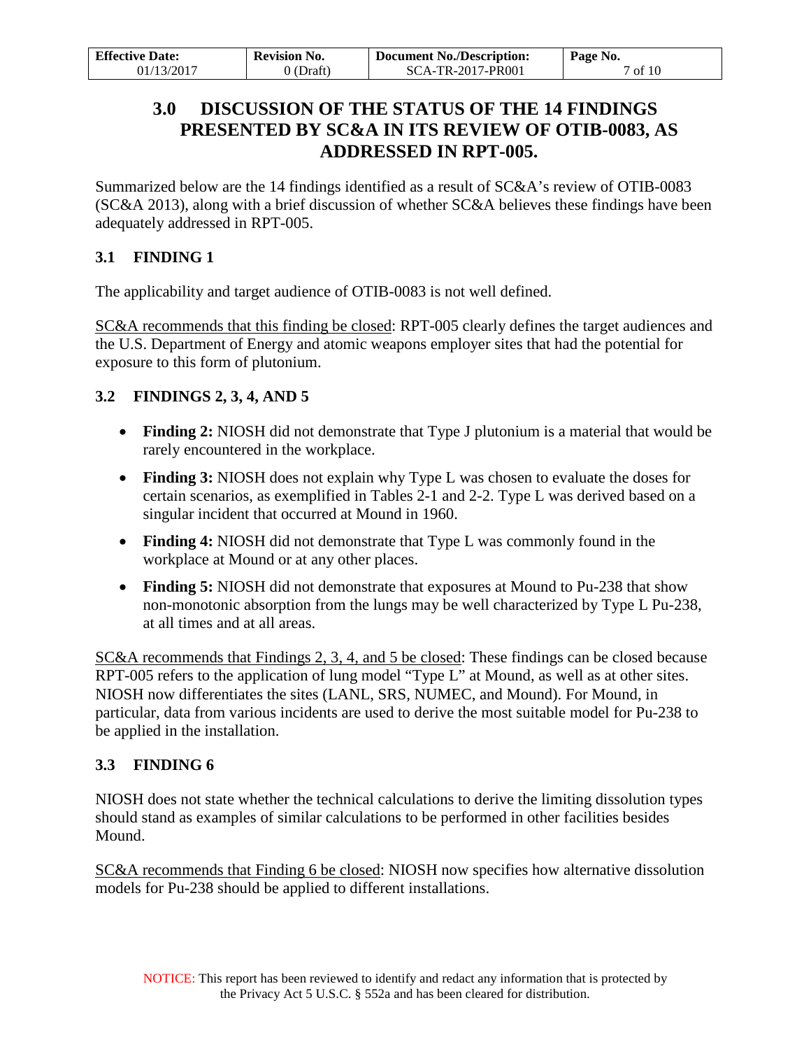## 3.0 DISCUSSION OF THE STATUS OF THE 14 FINDINGS PRESENTED BY SC&A IN ITS REVIEW OF OTIB-0083, AS ADDRESSED IN RPT-005.

Summarized below are the 14 findings identified as a result of SC&A's review of OTIB-0083 (SC&A 2013), along with a brief discussion of whether SC&A believes these findings have been adequately addressed in RPT-005.

### 3.1 FINDING 1

The applicability and target audience of OTIB-0083 is not well defined.

SC&A recommends that this finding be closed: RPT-005 clearly defines the target audiences and the U.S. Department of Energy and atomic weapons employer sites that had the potential for exposure to this form of plutonium.

### 3.2 FINDINGS 2, 3, 4, AND 5

- **Finding 2:** NIOSH did not demonstrate that Type J plutonium is a material that would be rarely encountered in the workplace.
- **Finding 3:** NIOSH does not explain why Type L was chosen to evaluate the doses for certain scenarios, as exemplified in Tables 2-1 and 2-2. Type L was derived based on a singular incident that occurred at Mound in 1960.
- **Finding 4:** NIOSH did not demonstrate that Type L was commonly found in the workplace at Mound or at any other places.
- **Finding 5:** NIOSH did not demonstrate that exposures at Mound to Pu-238 that show non-monotonic absorption from the lungs may be well characterized by Type L Pu-238, at all times and at all areas.

SC&A recommends that Findings 2, 3, 4, and 5 be closed: These findings can be closed because RPT-005 refers to the application of lung model "Type L" at Mound, as well as at other sites. NIOSH now differentiates the sites (LANL, SRS, NUMEC, and Mound). For Mound, in particular, data from various incidents are used to derive the most suitable model for Pu-238 to be applied in the installation.

### 3.3 FINDING 6

NIOSH does not state whether the technical calculations to derive the limiting dissolution types should stand as examples of similar calculations to be performed in other facilities besides Mound.

SC&A recommends that Finding 6 be closed: NIOSH now specifies how alternative dissolution models for Pu-238 should be applied to different installations.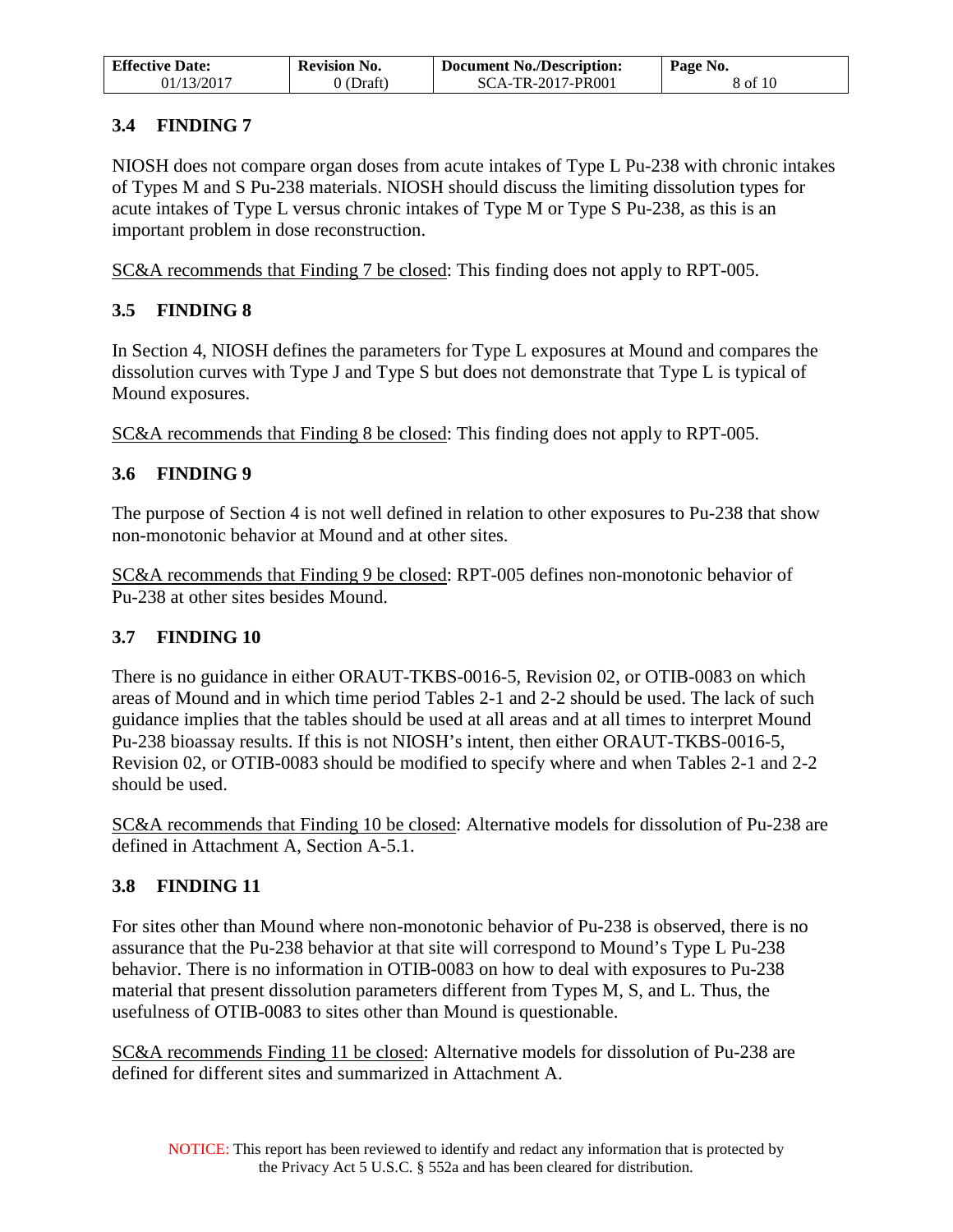## 3.4 FINDING 7

NIOSH does not compare organ doses from acute intakes of Type L Pu-238 with chronic intakes of Types M and S Pu-238 materials. NIOSH should discuss the limiting dissolution types for acute intakes of Type L versus chronic intakes of Type M or Type S Pu-238, as this is an important problem in dose reconstruction.

<u>SC&A recommends that Finding 7 be closed</u>: This finding does not apply to RPT-005.

## 3.5 FINDING 8

In Section 4, NIOSH defines the parameters for Type L exposures at Mound and compares the dissolution curves with Type J and Type S but does not demonstrate that Type L is typical of Mound exposures.

<u>SC&A recommends that Finding 8 be closed</u>: This finding does not apply to RPT-005.

## 3.6 FINDING 9

The purpose of Section 4 is not well defined in relation to other exposures to Pu-238 that show non-monotonic behavior at Mound and at other sites.

<u>SC&A recommends that Finding 9 be closed</u>: RPT-005 defines non-monotonic behavior of Pu-238 at other sites besides Mound.

## 3.7 FINDING 10

There is no guidance in either ORAUT-TKBS-0016-5, Revision 02, or OTIB-0083 on which areas of Mound and in which time period Tables 2-1 and 2-2 should be used. The lack of such guidance implies that the tables should be used at all areas and at all times to interpret Mound Pu-238 bioassay results. If this is not NIOSH's intent, then either ORAUT-TKBS-0016-5, Revision 02, or OTIB-0083 should be modified to specify where and when Tables 2-1 and 2-2 should be used.

<u>SC&A recommends that Finding 10 be closed</u>: Alternative models for dissolution of Pu-238 are defined in Attachment A, Section A-5.1.

## 3.8 FINDING 11

For sites other than Mound where non-monotonic behavior of Pu-238 is observed, there is no assurance that the Pu-238 behavior at that site will correspond to Mound's Type L Pu-238 behavior. There is no information in OTIB-0083 on how to deal with exposures to Pu-238 material that present dissolution parameters different from Types M, S, and L. Thus, the usefulness of OTIB-0083 to sites other than Mound is questionable.

<u>SC&A recommends Finding 11 be closed</u>: Alternative models for dissolution of Pu-238 are defined for different sites and summarized in Attachment A.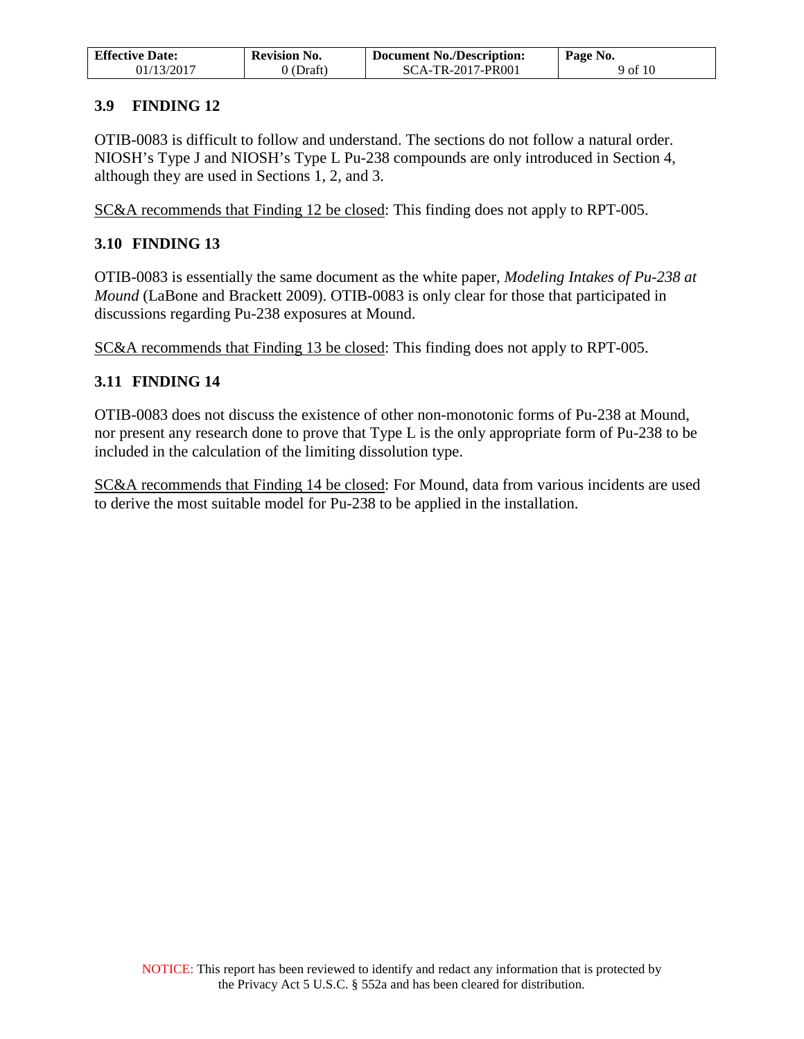## 3.9 FINDING 12

OTIB-0083 is difficult to follow and understand. The sections do not follow a natural order. NIOSH's Type J and NIOSH's Type L Pu-238 compounds are only introduced in Section 4, although they are used in Sections 1, 2, and 3.

SC&A recommends that Finding 12 be closed: This finding does not apply to RPT-005.

## 3.10 FINDING 13

OTIB-0083 is essentially the same document as the white paper, *Modeling Intakes of Pu-238 at Mound* (LaBone and Brackett 2009). OTIB-0083 is only clear for those that participated in discussions regarding Pu-238 exposures at Mound.

SC&A recommends that Finding 13 be closed: This finding does not apply to RPT-005.

## 3.11 FINDING 14

OTIB-0083 does not discuss the existence of other non-monotonic forms of Pu-238 at Mound, nor present any research done to prove that Type L is the only appropriate form of Pu-238 to be included in the calculation of the limiting dissolution type.

SC&A recommends that Finding 14 be closed: For Mound, data from various incidents are used to derive the most suitable model for Pu-238 to be applied in the installation.

NOTICE: This report has been reviewed to identify and redact any information that is protected by the Privacy Act 5 U.S.C. § 552a and has been cleared for distribution.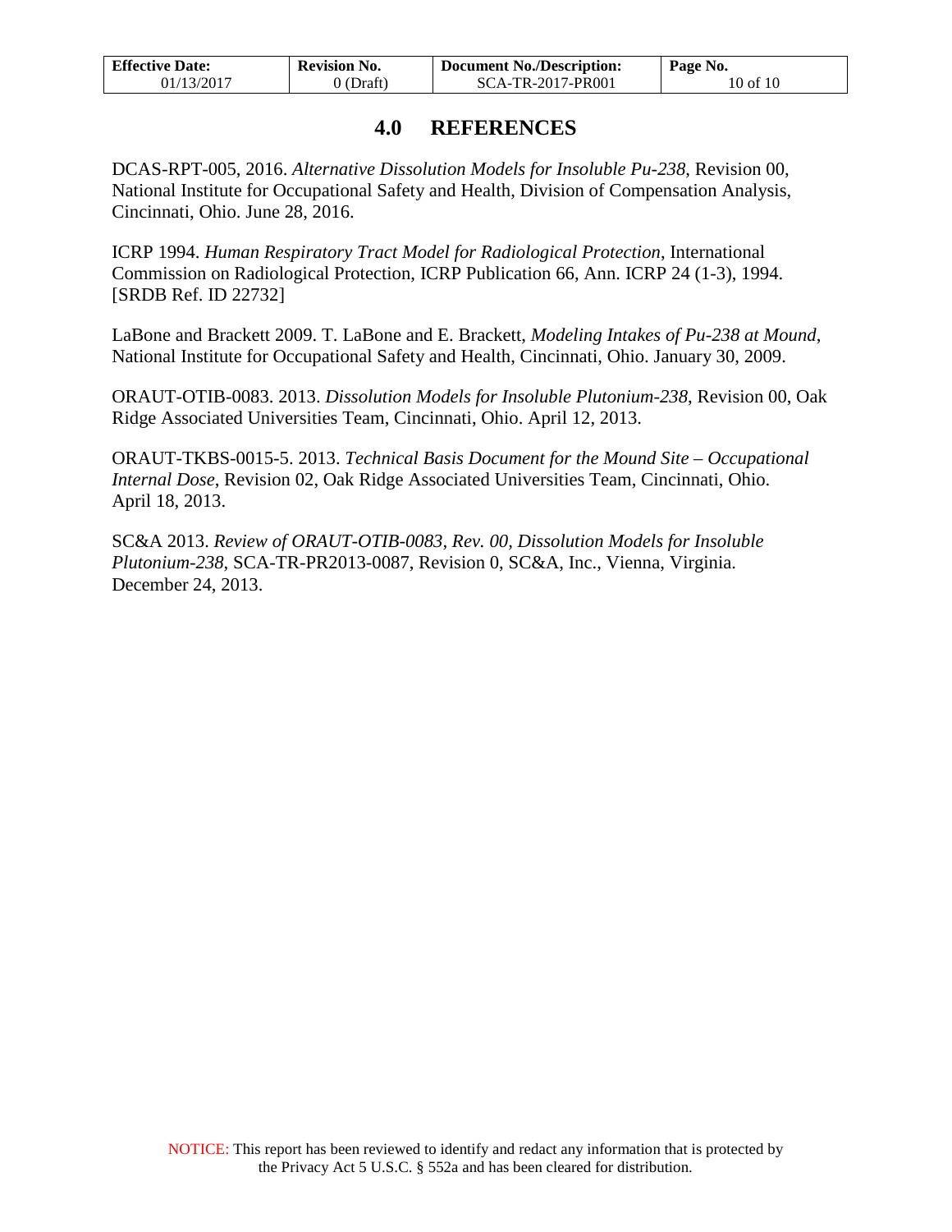# 4.0 REFERENCES

DCAS-RPT-005, 2016. *Alternative Dissolution Models for Insoluble Pu-238*, Revision 00, National Institute for Occupational Safety and Health, Division of Compensation Analysis, Cincinnati, Ohio. June 28, 2016.

ICRP 1994. *Human Respiratory Tract Model for Radiological Protection*, International Commission on Radiological Protection, ICRP Publication 66, Ann. ICRP 24 (1-3), 1994. [SRDB Ref. ID 22732]

LaBone and Brackett 2009. T. LaBone and E. Brackett, *Modeling Intakes of Pu-238 at Mound*, National Institute for Occupational Safety and Health, Cincinnati, Ohio. January 30, 2009.

ORAUT-OTIB-0083. 2013. *Dissolution Models for Insoluble Plutonium-238,* Revision 00, Oak Ridge Associated Universities Team, Cincinnati, Ohio. April 12, 2013.

ORAUT-TKBS-0015-5. 2013. *Technical Basis Document for the Mound Site – Occupational Internal Dose*, Revision 02, Oak Ridge Associated Universities Team, Cincinnati, Ohio. April 18, 2013.

SC&A 2013. *Review of ORAUT-OTIB-0083, Rev. 00, Dissolution Models for Insoluble Plutonium-238*, SCA-TR-PR2013-0087, Revision 0, SC&A, Inc., Vienna, Virginia. December 24, 2013.

NOTICE: This report has been reviewed to identify and redact any information that is protected by the Privacy Act 5 U.S.C. § 552a and has been cleared for distribution.